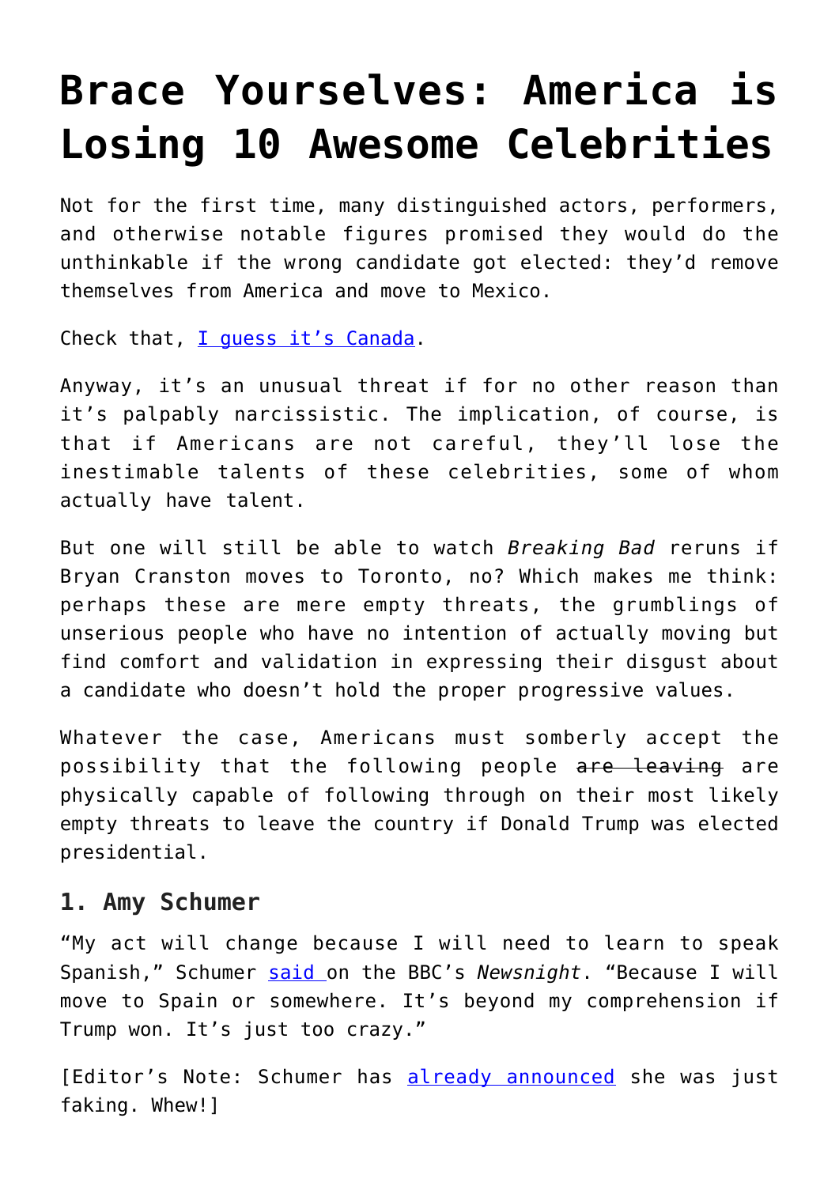# Brace Yourselves: America is Losing 10 Awesome Celebrities

Not for the first time, many distinguished actors, performers, and otherwise notable figures promised they would do the unthinkable if the wrong candidate got elected: they'd remove themselves from America and move to Mexico.

Check that, I guess it's Canada.

Anyway, it's an unusual threat if for no other reason than it's palpably narcissistic. The implication, of course, is that if Americans are not careful, they'll lose the inestimable talents of these celebrities, some of whom actually have talent.

But one will still be able to watch *Breaking Bad* reruns if Bryan Cranston moves to Toronto, no? Which makes me think: perhaps these are mere empty threats, the grumblings of unserious people who have no intention of actually moving but find comfort and validation in expressing their disgust about a candidate who doesn't hold the proper progressive values.

Whatever the case, Americans must somberly accept the possibility that the following people ~~are leaving~~ are physically capable of following through on their most likely empty threats to leave the country if Donald Trump was elected presidential.

### 1. Amy Schumer

"My act will change because I will need to learn to speak Spanish," Schumer said on the BBC's *Newsnight*. "Because I will move to Spain or somewhere. It's beyond my comprehension if Trump won. It's just too crazy."

[Editor's Note: Schumer has already announced she was just faking. Whew!]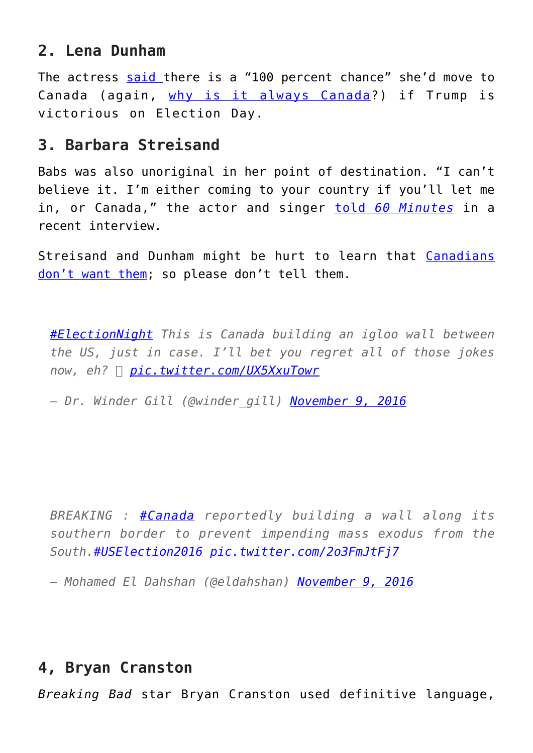## 2. Lena Dunham

The actress said there is a "100 percent chance" she'd move to Canada (again, why is it always Canada?) if Trump is victorious on Election Day.

## 3. Barbara Streisand

Babs was also unoriginal in her point of destination. "I can't believe it. I'm either coming to your country if you'll let me in, or Canada," the actor and singer told *60 Minutes* in a recent interview.

Streisand and Dunham might be hurt to learn that Canadians don't want them; so please don't tell them.

> *#ElectionNight This is Canada building an igloo wall between the US, just in case. I'll bet you regret all of those jokes now, eh? 🇨🇦 pic.twitter.com/UX5XxuTowr*
>
> *— Dr. Winder Gill (@winder_gill) November 9, 2016*

> *BREAKING : #Canada reportedly building a wall along its southern border to prevent impending mass exodus from the South.#USElection2016 pic.twitter.com/2o3FmJtFj7*
>
> *— Mohamed El Dahshan (@eldahshan) November 9, 2016*

## 4, Bryan Cranston

*Breaking Bad* star Bryan Cranston used definitive language,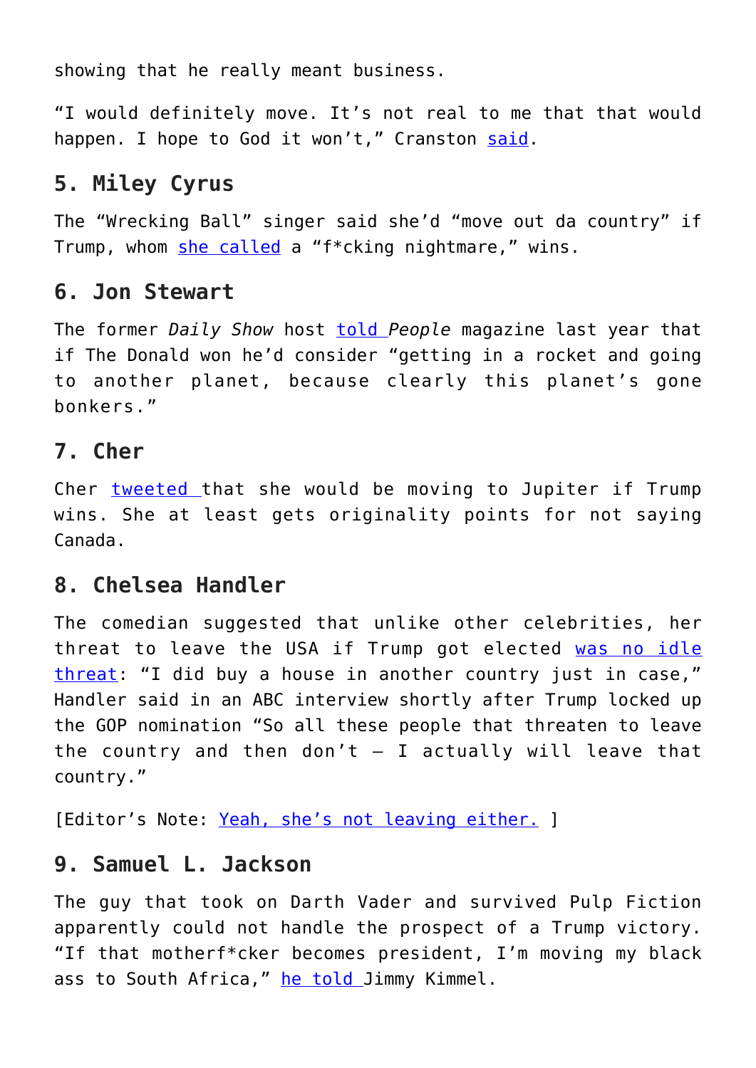showing that he really meant business.

“I would definitely move. It’s not real to me that that would happen. I hope to God it won’t,” Cranston said.

## 5. Miley Cyrus

The “Wrecking Ball” singer said she’d “move out da country” if Trump, whom she called a “f*cking nightmare,” wins.

## 6. Jon Stewart

The former *Daily Show* host told *People* magazine last year that if The Donald won he’d consider “getting in a rocket and going to another planet, because clearly this planet’s gone bonkers.”

## 7. Cher

Cher tweeted that she would be moving to Jupiter if Trump wins. She at least gets originality points for not saying Canada.

## 8. Chelsea Handler

The comedian suggested that unlike other celebrities, her threat to leave the USA if Trump got elected was no idle threat: “I did buy a house in another country just in case,” Handler said in an ABC interview shortly after Trump locked up the GOP nomination “So all these people that threaten to leave the country and then don’t – I actually will leave that country.”

[Editor’s Note: Yeah, she’s not leaving either. ]

## 9. Samuel L. Jackson

The guy that took on Darth Vader and survived Pulp Fiction apparently could not handle the prospect of a Trump victory. “If that motherf*cker becomes president, I’m moving my black ass to South Africa,” he told Jimmy Kimmel.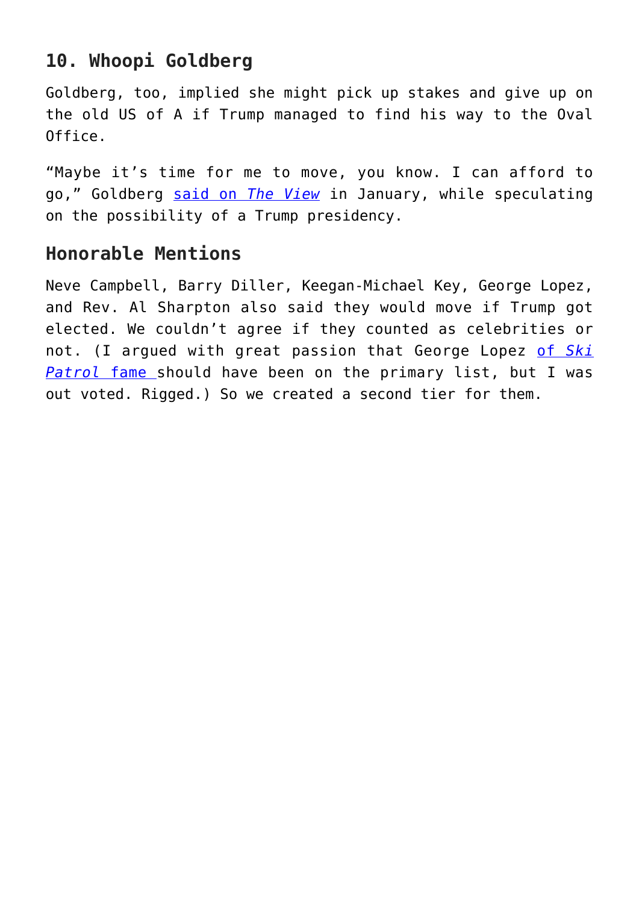## 10. Whoopi Goldberg

Goldberg, too, implied she might pick up stakes and give up on the old US of A if Trump managed to find his way to the Oval Office.

"Maybe it's time for me to move, you know. I can afford to go," Goldberg said on *The View* in January, while speculating on the possibility of a Trump presidency.

## Honorable Mentions

Neve Campbell, Barry Diller, Keegan-Michael Key, George Lopez, and Rev. Al Sharpton also said they would move if Trump got elected. We couldn't agree if they counted as celebrities or not. (I argued with great passion that George Lopez of *Ski Patrol* fame should have been on the primary list, but I was out voted. Rigged.) So we created a second tier for them.